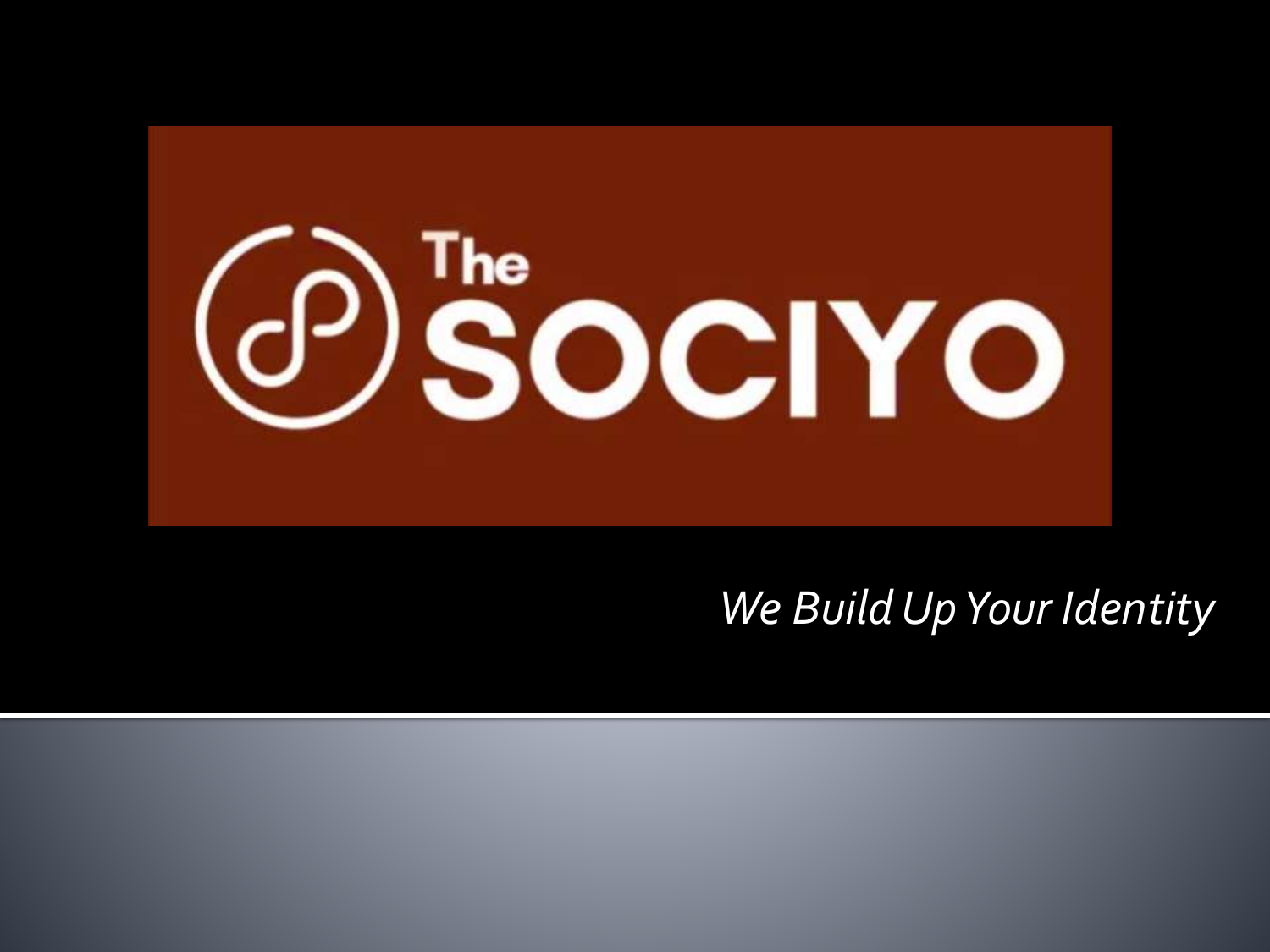# The SOCIYO

*We Build Up Your Identity*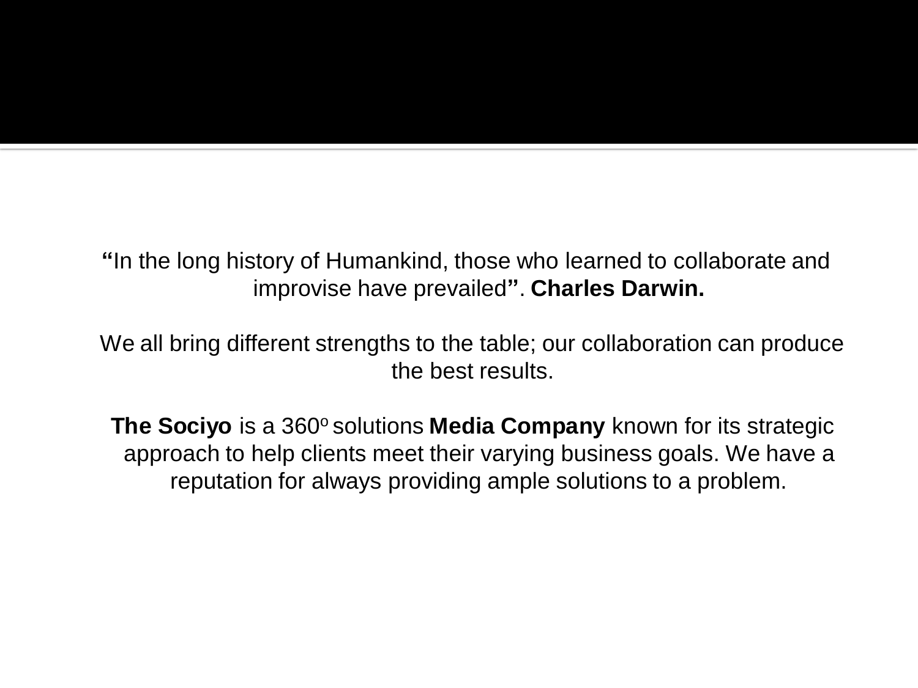**"**In the long history of Humankind, those who learned to collaborate and improvise have prevailed**"**. **Charles Darwin.**

We all bring different strengths to the table; our collaboration can produce the best results.

**The Sociyo** is a 360º solutions **Media Company** known for its strategic approach to help clients meet their varying business goals. We have a reputation for always providing ample solutions to a problem.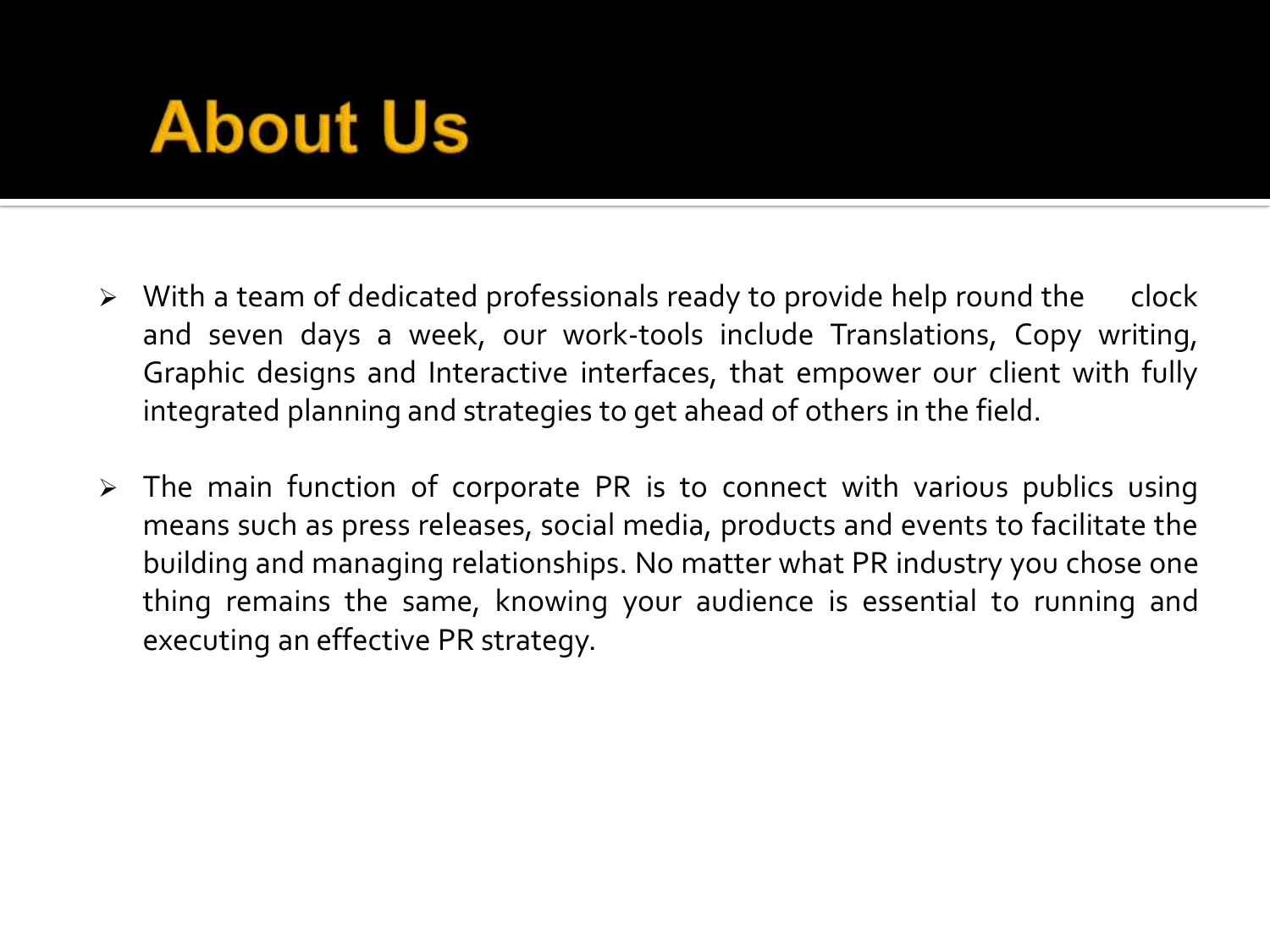# About Us

- With a team of dedicated professionals ready to provide help round the clock and seven days a week, our work-tools include Translations, Copy writing, Graphic designs and Interactive interfaces, that empower our client with fully integrated planning and strategies to get ahead of others in the field.
- The main function of corporate PR is to connect with various publics using means such as press releases, social media, products and events to facilitate the building and managing relationships. No matter what PR industry you chose one thing remains the same, knowing your audience is essential to running and executing an effective PR strategy.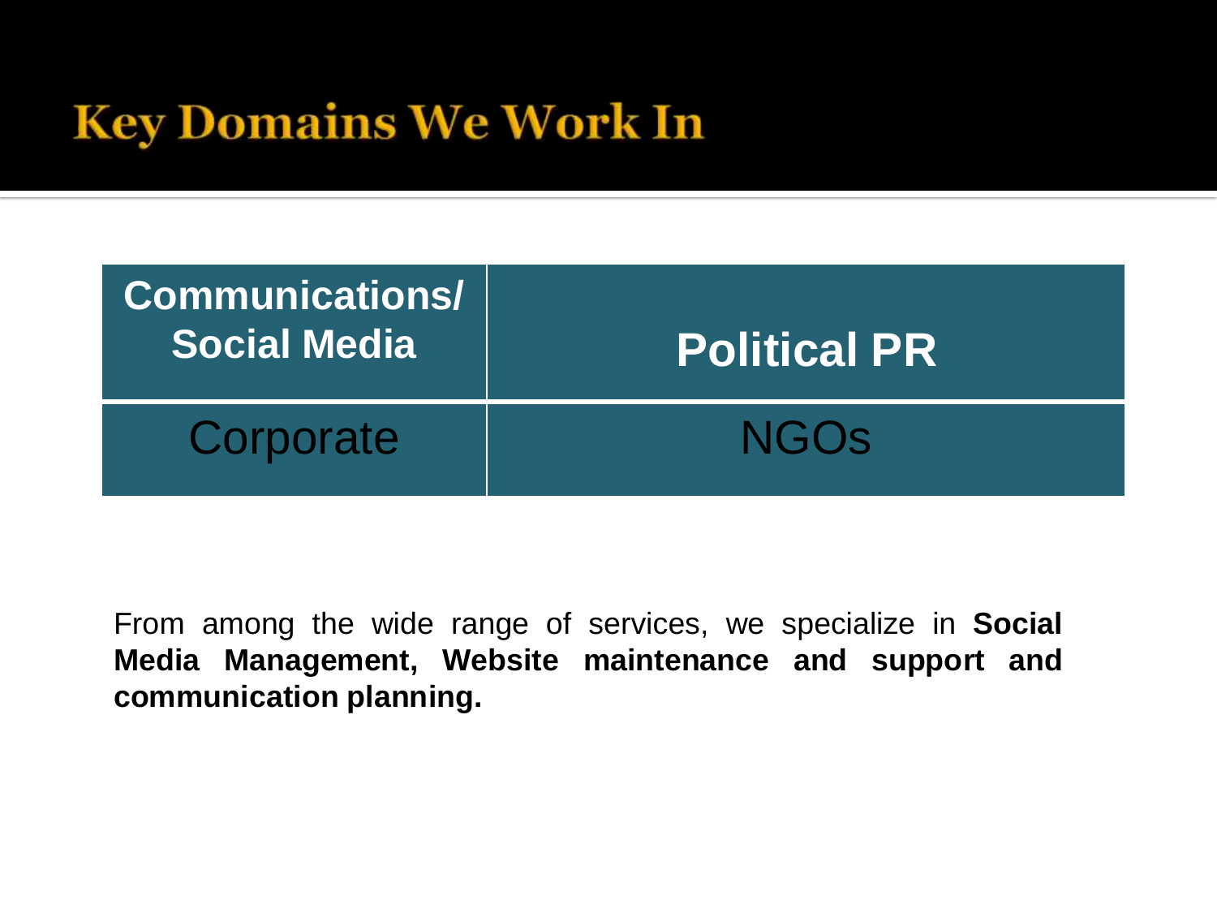# Key Domains We Work In

| Communications/ Social Media | Political PR |
| --- | --- |
| Corporate | NGOs |

From among the wide range of services, we specialize in **Social Media Management, Website maintenance and support and communication planning.**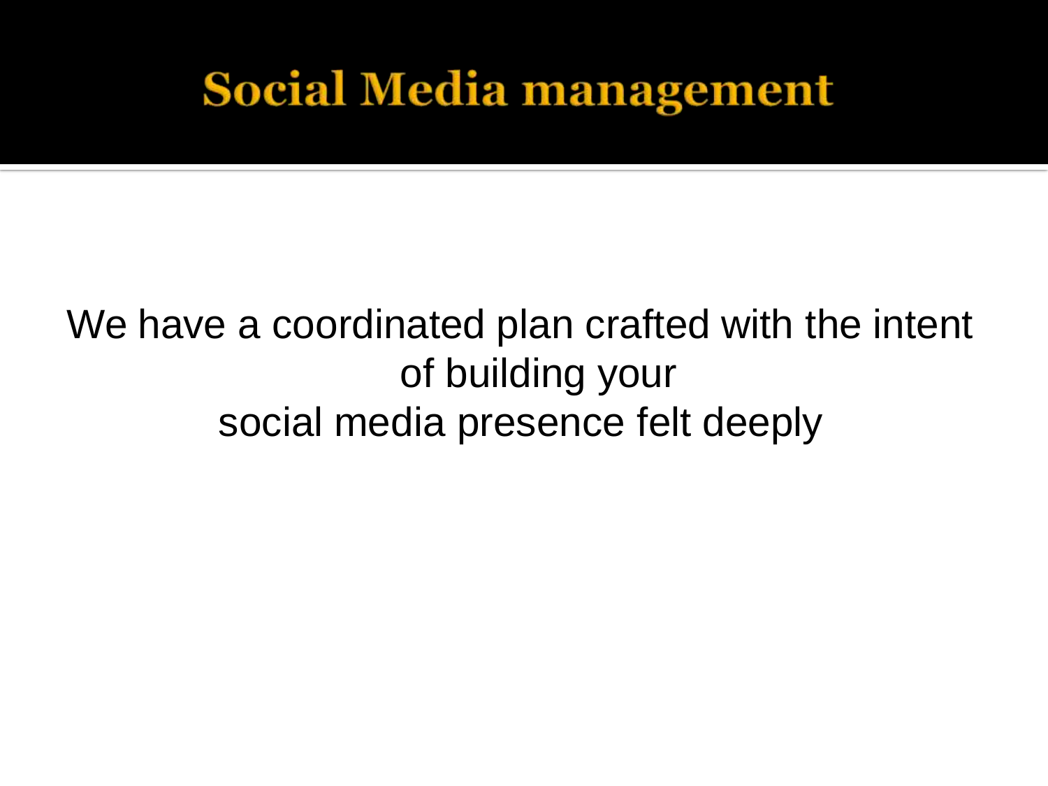# Social Media management

We have a coordinated plan crafted with the intent of building your social media presence felt deeply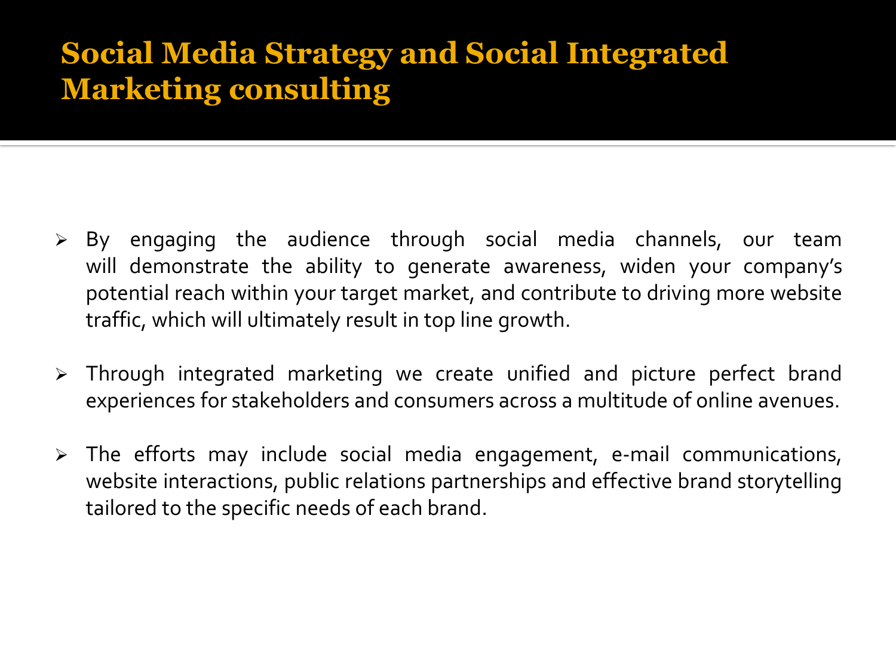# Social Media Strategy and Social Integrated Marketing consulting

- By engaging the audience through social media channels, our team will demonstrate the ability to generate awareness, widen your company's potential reach within your target market, and contribute to driving more website traffic, which will ultimately result in top line growth.
- Through integrated marketing we create unified and picture perfect brand experiences for stakeholders and consumers across a multitude of online avenues.
- The efforts may include social media engagement, e-mail communications, website interactions, public relations partnerships and effective brand storytelling tailored to the specific needs of each brand.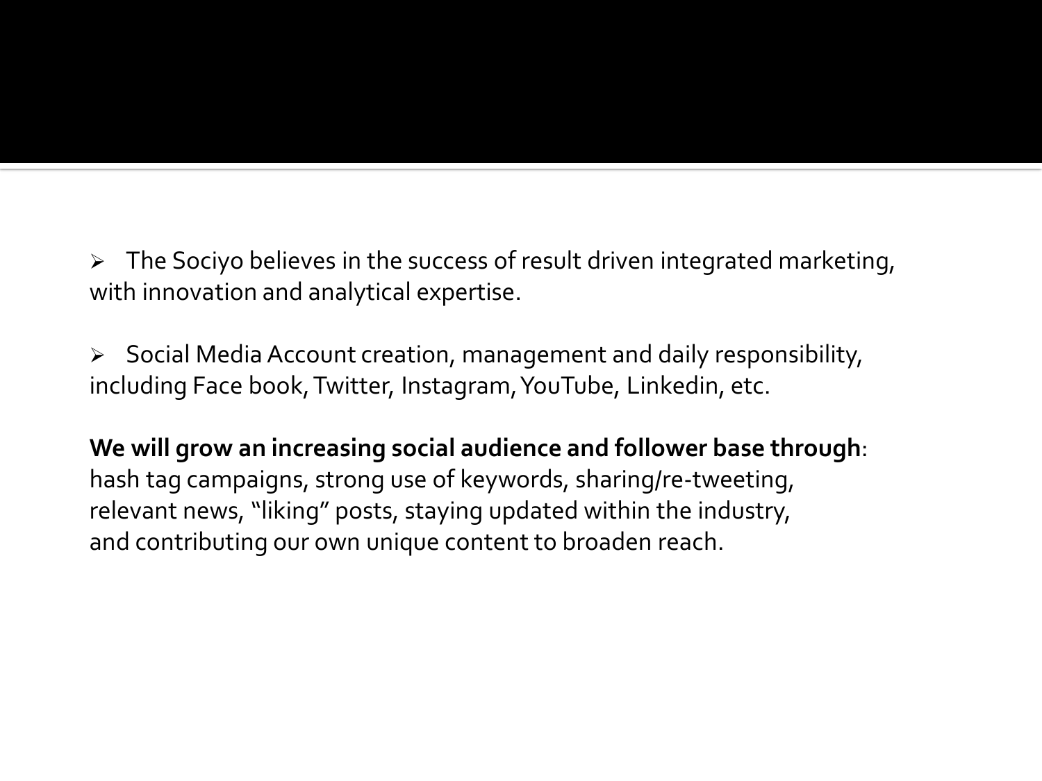- The Sociyo believes in the success of result driven integrated marketing, with innovation and analytical expertise.

- Social Media Account creation, management and daily responsibility, including Face book, Twitter, Instagram, YouTube, Linkedin, etc.

**We will grow an increasing social audience and follower base through**:
hash tag campaigns, strong use of keywords, sharing/re-tweeting, relevant news, "liking" posts, staying updated within the industry, and contributing our own unique content to broaden reach.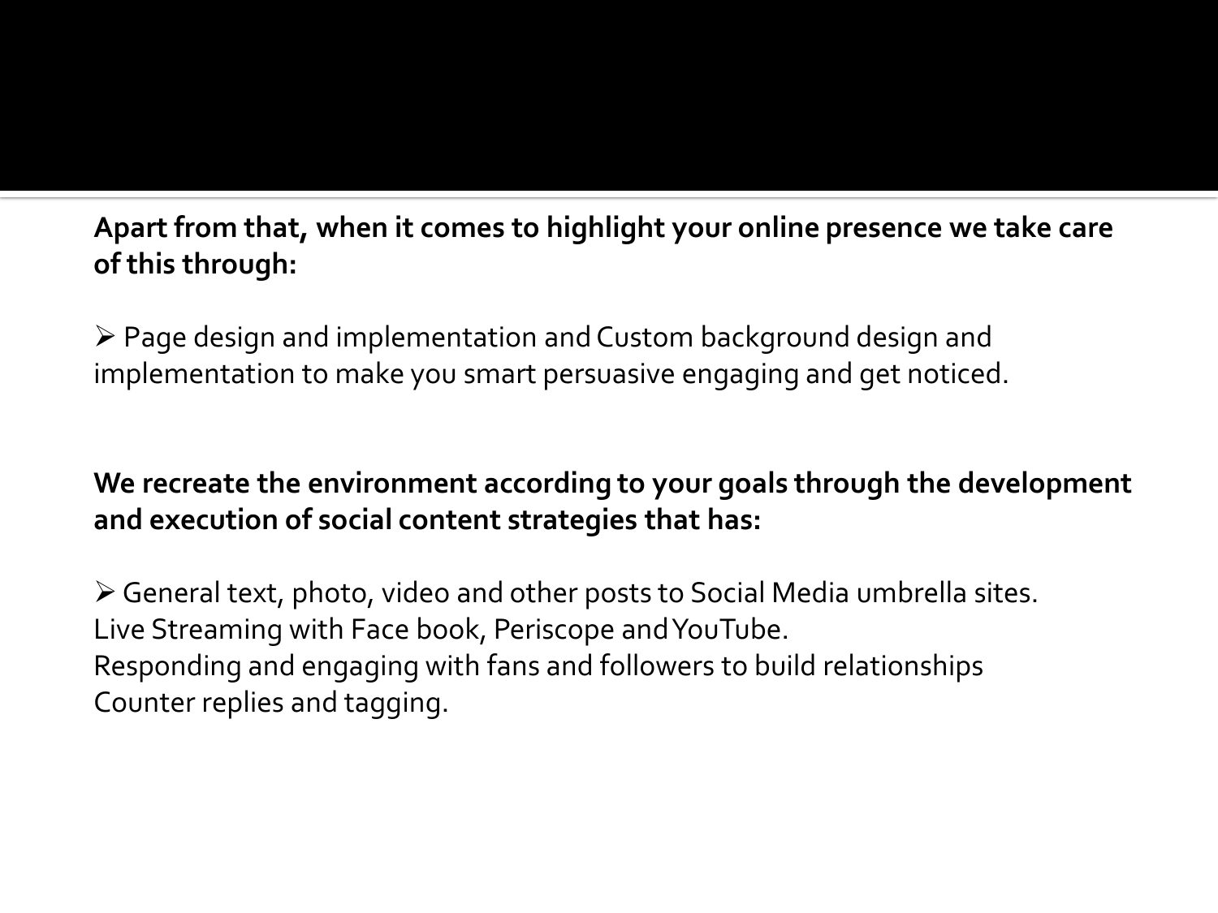**Apart from that, when it comes to highlight your online presence we take care of this through:**

- Page design and implementation and Custom background design and implementation to make you smart persuasive engaging and get noticed.

**We recreate the environment according to your goals through the development and execution of social content strategies that has:**

- General text, photo, video and other posts to Social Media umbrella sites.
Live Streaming with Face book, Periscope and YouTube.
Responding and engaging with fans and followers to build relationships
Counter replies and tagging.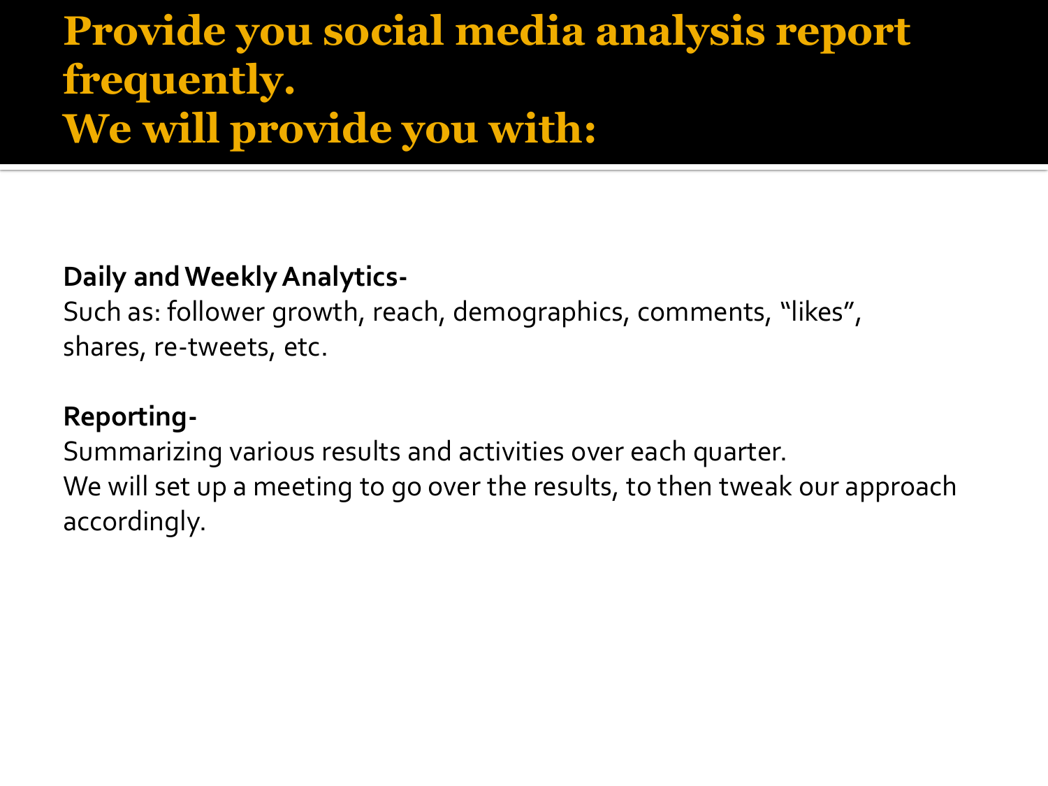# Provide you social media analysis report frequently.
# We will provide you with:

**Daily and Weekly Analytics-**
Such as: follower growth, reach, demographics, comments, “likes”, shares, re-tweets, etc.

**Reporting-**
Summarizing various results and activities over each quarter.
We will set up a meeting to go over the results, to then tweak our approach accordingly.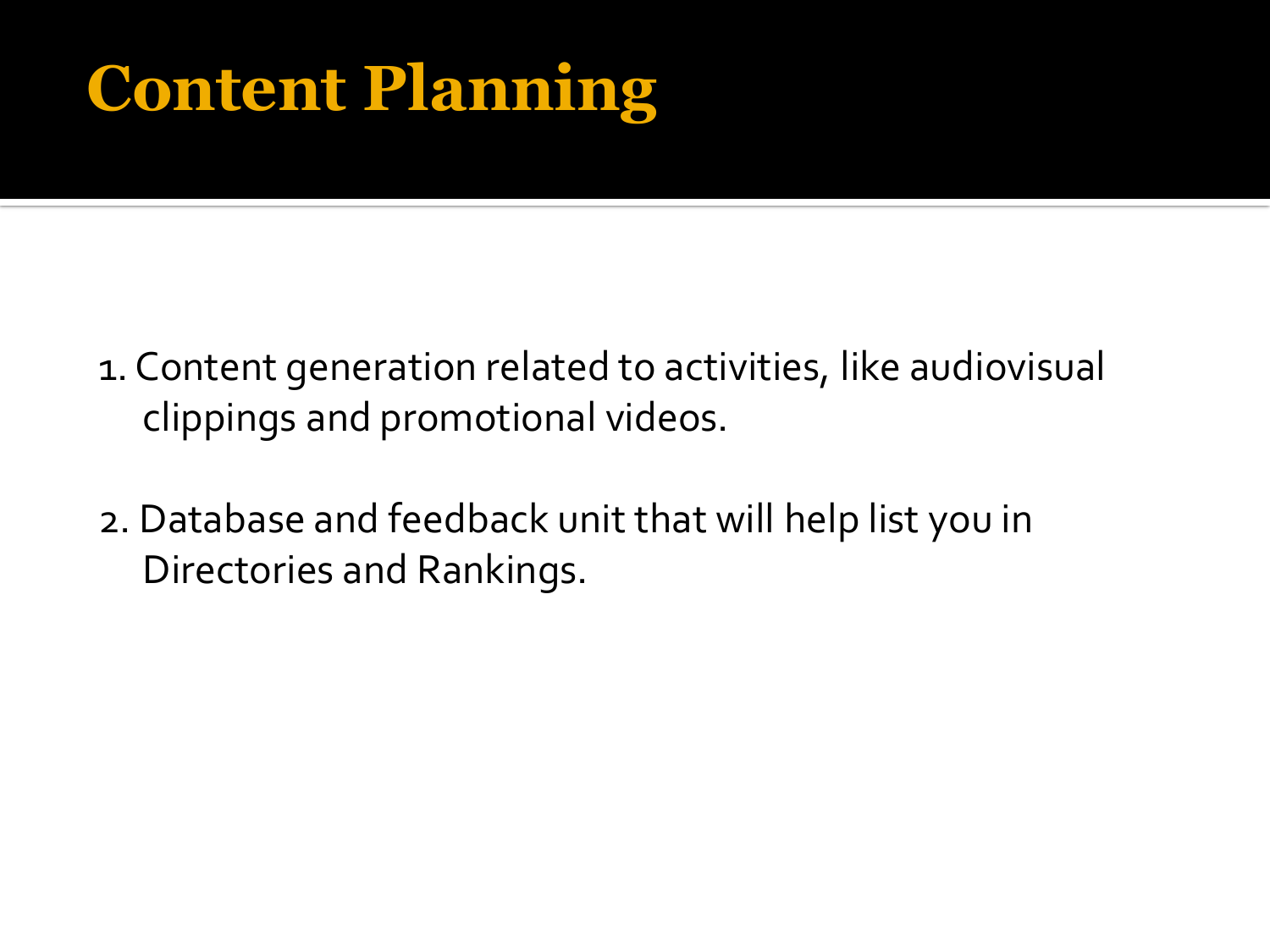# Content Planning

1. Content generation related to activities, like audiovisual clippings and promotional videos.

2. Database and feedback unit that will help list you in Directories and Rankings.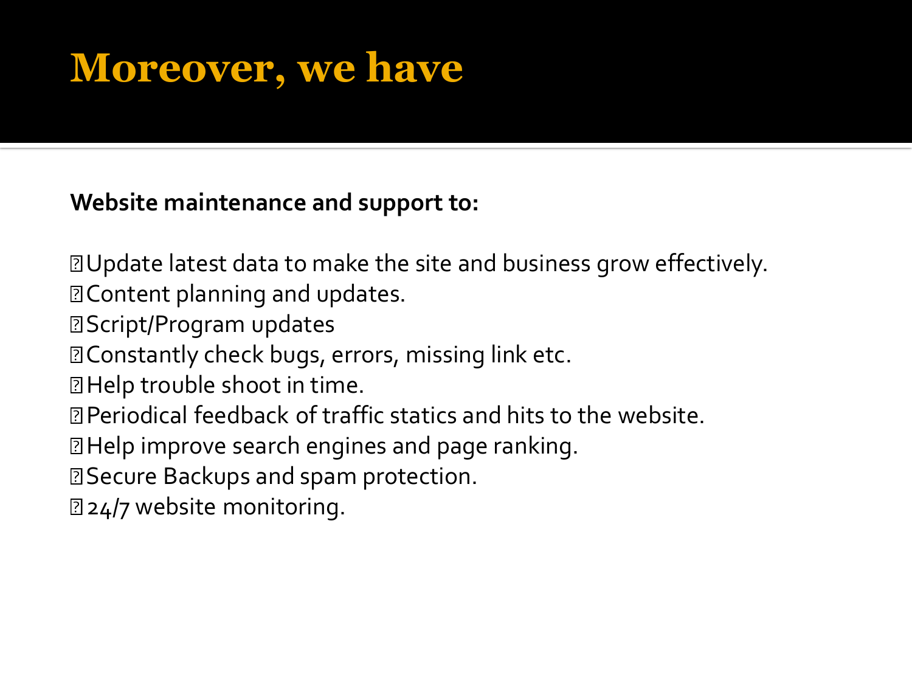# Moreover, we have

**Website maintenance and support to:**

- Update latest data to make the site and business grow effectively.
- Content planning and updates.
- Script/Program updates
- Constantly check bugs, errors, missing link etc.
- Help trouble shoot in time.
- Periodical feedback of traffic statics and hits to the website.
- Help improve search engines and page ranking.
- Secure Backups and spam protection.
- 24/7 website monitoring.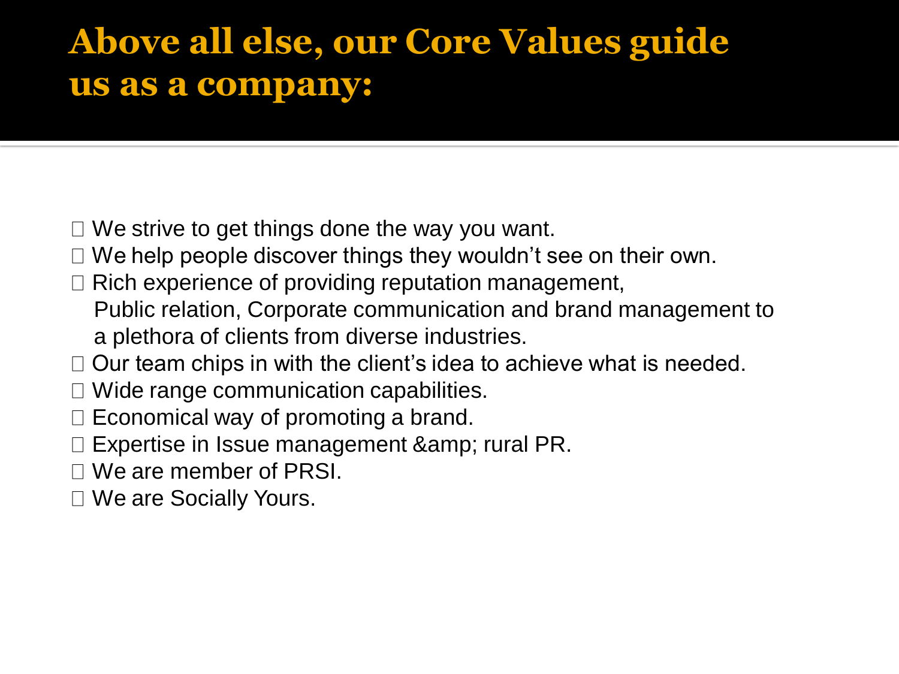# Above all else, our Core Values guide us as a company:

- We strive to get things done the way you want.
- We help people discover things they wouldn't see on their own.
- Rich experience of providing reputation management, Public relation, Corporate communication and brand management to a plethora of clients from diverse industries.
- Our team chips in with the client's idea to achieve what is needed.
- Wide range communication capabilities.
- Economical way of promoting a brand.
- Expertise in Issue management &amp; rural PR.
- We are member of PRSI.
- We are Socially Yours.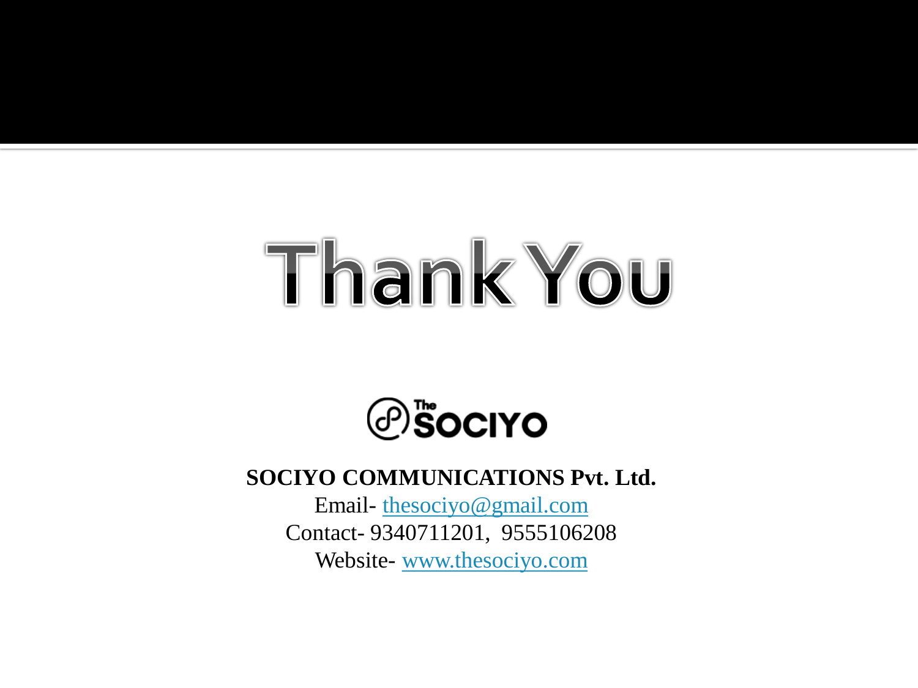# Thank You

The SOCIYO

**SOCIYO COMMUNICATIONS Pvt. Ltd.**

Email- thesociyo@gmail.com

Contact- 9340711201, 9555106208

Website- www.thesociyo.com